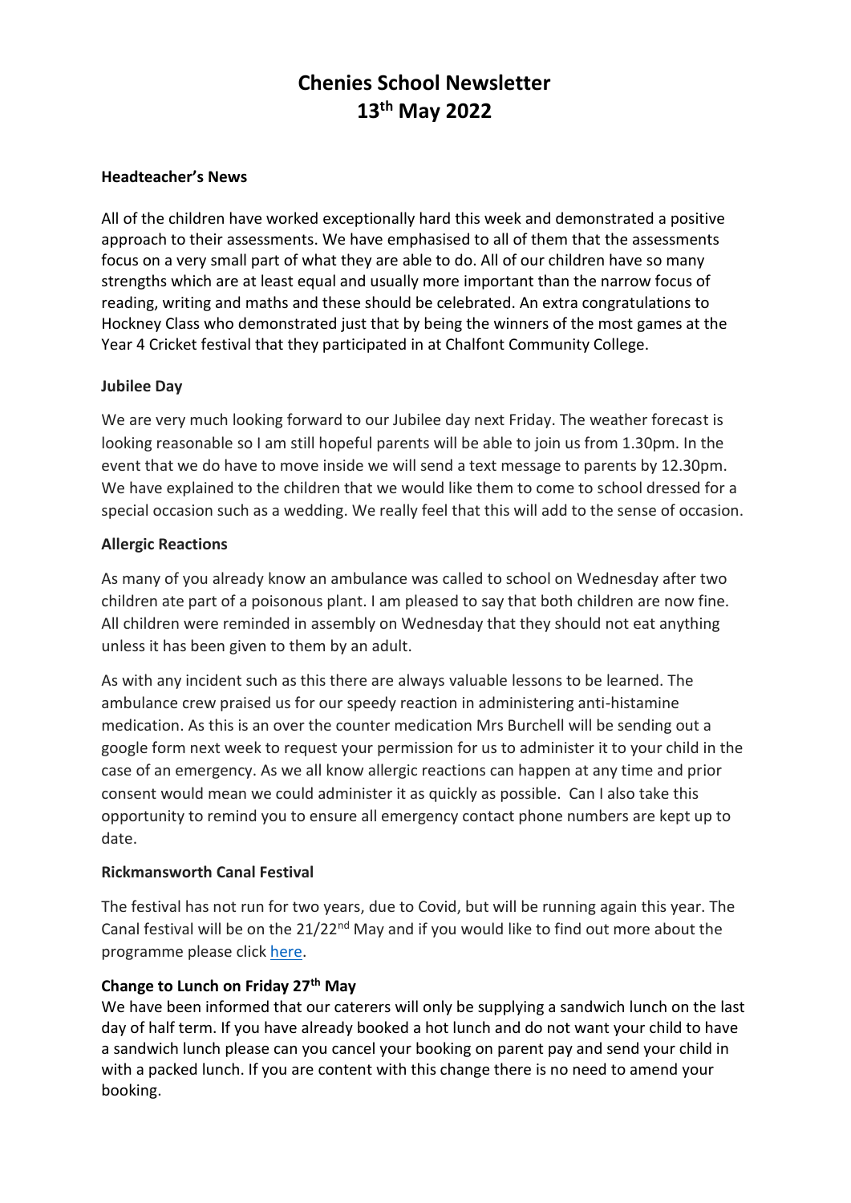# Chenies School Newsletter
# 13th May 2022

**Headteacher's News**

All of the children have worked exceptionally hard this week and demonstrated a positive approach to their assessments. We have emphasised to all of them that the assessments focus on a very small part of what they are able to do. All of our children have so many strengths which are at least equal and usually more important than the narrow focus of reading, writing and maths and these should be celebrated. An extra congratulations to Hockney Class who demonstrated just that by being the winners of the most games at the Year 4 Cricket festival that they participated in at Chalfont Community College.

**Jubilee Day**

We are very much looking forward to our Jubilee day next Friday. The weather forecast is looking reasonable so I am still hopeful parents will be able to join us from 1.30pm. In the event that we do have to move inside we will send a text message to parents by 12.30pm. We have explained to the children that we would like them to come to school dressed for a special occasion such as a wedding. We really feel that this will add to the sense of occasion.

**Allergic Reactions**

As many of you already know an ambulance was called to school on Wednesday after two children ate part of a poisonous plant. I am pleased to say that both children are now fine. All children were reminded in assembly on Wednesday that they should not eat anything unless it has been given to them by an adult.

As with any incident such as this there are always valuable lessons to be learned. The ambulance crew praised us for our speedy reaction in administering anti-histamine medication. As this is an over the counter medication Mrs Burchell will be sending out a google form next week to request your permission for us to administer it to your child in the case of an emergency. As we all know allergic reactions can happen at any time and prior consent would mean we could administer it as quickly as possible. Can I also take this opportunity to remind you to ensure all emergency contact phone numbers are kept up to date.

**Rickmansworth Canal Festival**

The festival has not run for two years, due to Covid, but will be running again this year. The Canal festival will be on the 21/22nd May and if you would like to find out more about the programme please click here.

**Change to Lunch on Friday 27th May**

We have been informed that our caterers will only be supplying a sandwich lunch on the last day of half term. If you have already booked a hot lunch and do not want your child to have a sandwich lunch please can you cancel your booking on parent pay and send your child in with a packed lunch. If you are content with this change there is no need to amend your booking.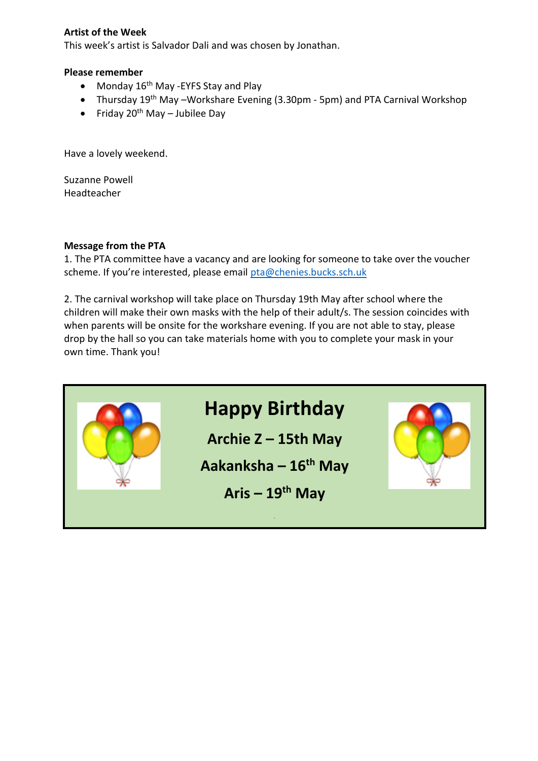**Artist of the Week**
This week's artist is Salvador Dali and was chosen by Jonathan.

**Please remember**

- Monday 16th May -EYFS Stay and Play
- Thursday 19th May –Workshare Evening (3.30pm - 5pm) and PTA Carnival Workshop
- Friday 20th May – Jubilee Day

Have a lovely weekend.

Suzanne Powell
Headteacher

**Message from the PTA**
1. The PTA committee have a vacancy and are looking for someone to take over the voucher scheme. If you're interested, please email pta@chenies.bucks.sch.uk

2. The carnival workshop will take place on Thursday 19th May after school where the children will make their own masks with the help of their adult/s. The session coincides with when parents will be onsite for the workshare evening. If you are not able to stay, please drop by the hall so you can take materials home with you to complete your mask in your own time. Thank you!

**Happy Birthday**

**Archie Z – 15th May**

**Aakanksha – 16th May**

**Aris – 19th May**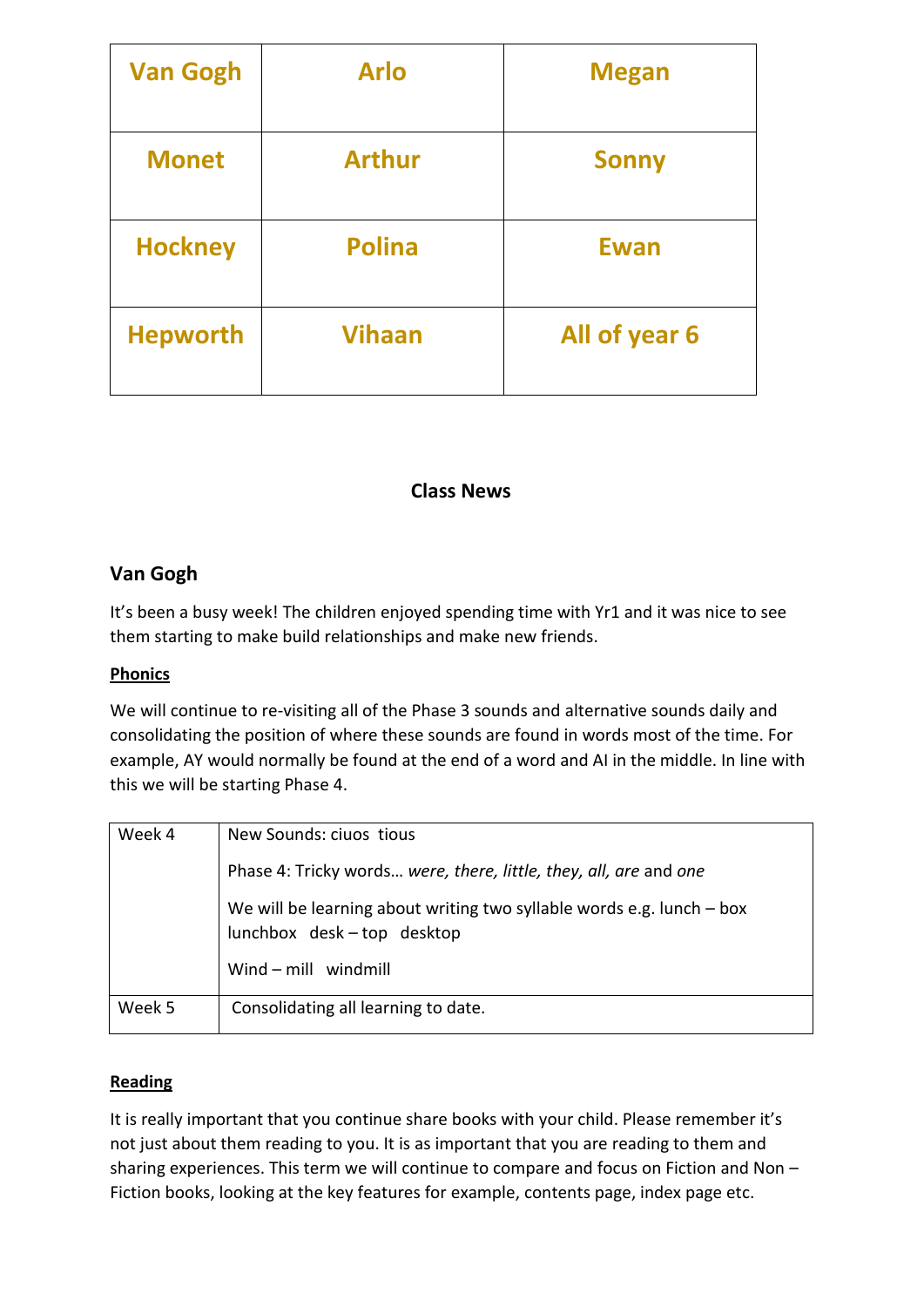| Van Gogh | Arlo | Megan |
|---|---|---|
| Monet | Arthur | Sonny |
| Hockney | Polina | Ewan |
| Hepworth | Vihaan | All of year 6 |

## Class News

### Van Gogh

It's been a busy week! The children enjoyed spending time with Yr1 and it was nice to see them starting to make build relationships and make new friends.

**Phonics**

We will continue to re-visiting all of the Phase 3 sounds and alternative sounds daily and consolidating the position of where these sounds are found in words most of the time. For example, AY would normally be found at the end of a word and AI in the middle. In line with this we will be starting Phase 4.

| | |
|---|---|
| Week 4 | New Sounds: ciuos tious<br><br>Phase 4: Tricky words… *were, there, little, they, all, are* and *one*<br><br>We will be learning about writing two syllable words e.g. lunch – box lunchbox desk – top desktop<br><br>Wind – mill windmill |
| Week 5 | Consolidating all learning to date. |

**Reading**

It is really important that you continue share books with your child. Please remember it's not just about them reading to you. It is as important that you are reading to them and sharing experiences. This term we will continue to compare and focus on Fiction and Non – Fiction books, looking at the key features for example, contents page, index page etc.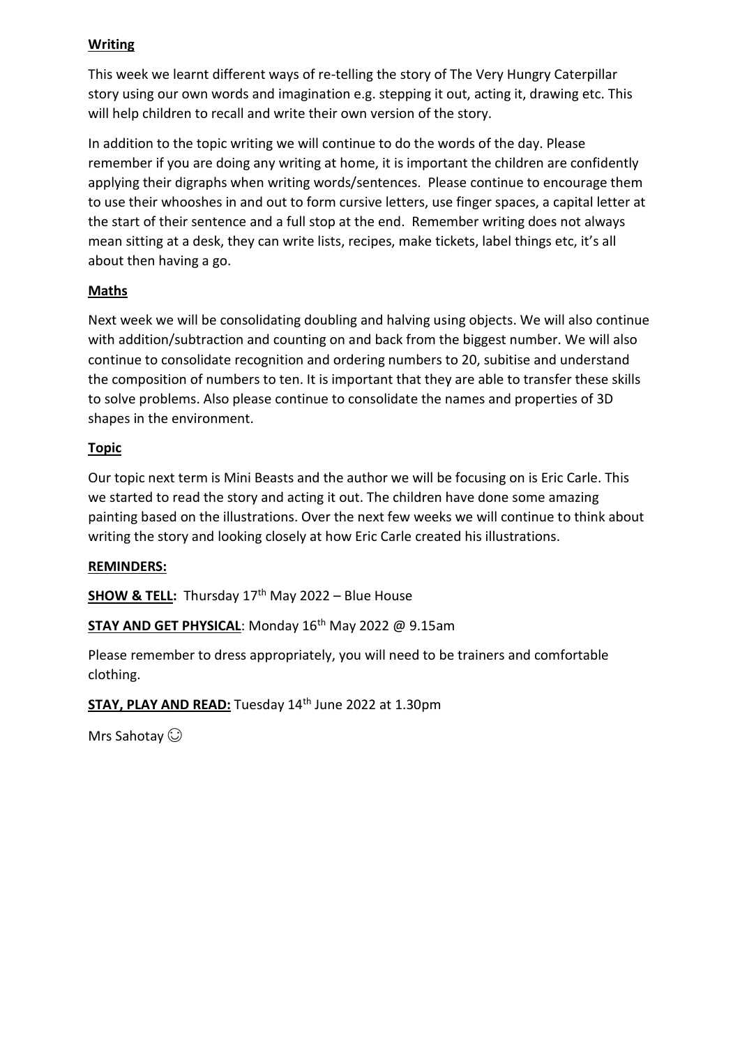**Writing**

This week we learnt different ways of re-telling the story of The Very Hungry Caterpillar story using our own words and imagination e.g. stepping it out, acting it, drawing etc. This will help children to recall and write their own version of the story.

In addition to the topic writing we will continue to do the words of the day. Please remember if you are doing any writing at home, it is important the children are confidently applying their digraphs when writing words/sentences. Please continue to encourage them to use their whooshes in and out to form cursive letters, use finger spaces, a capital letter at the start of their sentence and a full stop at the end. Remember writing does not always mean sitting at a desk, they can write lists, recipes, make tickets, label things etc, it's all about then having a go.

**Maths**

Next week we will be consolidating doubling and halving using objects. We will also continue with addition/subtraction and counting on and back from the biggest number. We will also continue to consolidate recognition and ordering numbers to 20, subitise and understand the composition of numbers to ten. It is important that they are able to transfer these skills to solve problems. Also please continue to consolidate the names and properties of 3D shapes in the environment.

**Topic**

Our topic next term is Mini Beasts and the author we will be focusing on is Eric Carle. This we started to read the story and acting it out. The children have done some amazing painting based on the illustrations. Over the next few weeks we will continue to think about writing the story and looking closely at how Eric Carle created his illustrations.

**REMINDERS:**

**SHOW & TELL:** Thursday 17th May 2022 – Blue House

**STAY AND GET PHYSICAL**: Monday 16th May 2022 @ 9.15am

Please remember to dress appropriately, you will need to be trainers and comfortable clothing.

**STAY, PLAY AND READ:** Tuesday 14th June 2022 at 1.30pm

Mrs Sahotay ☺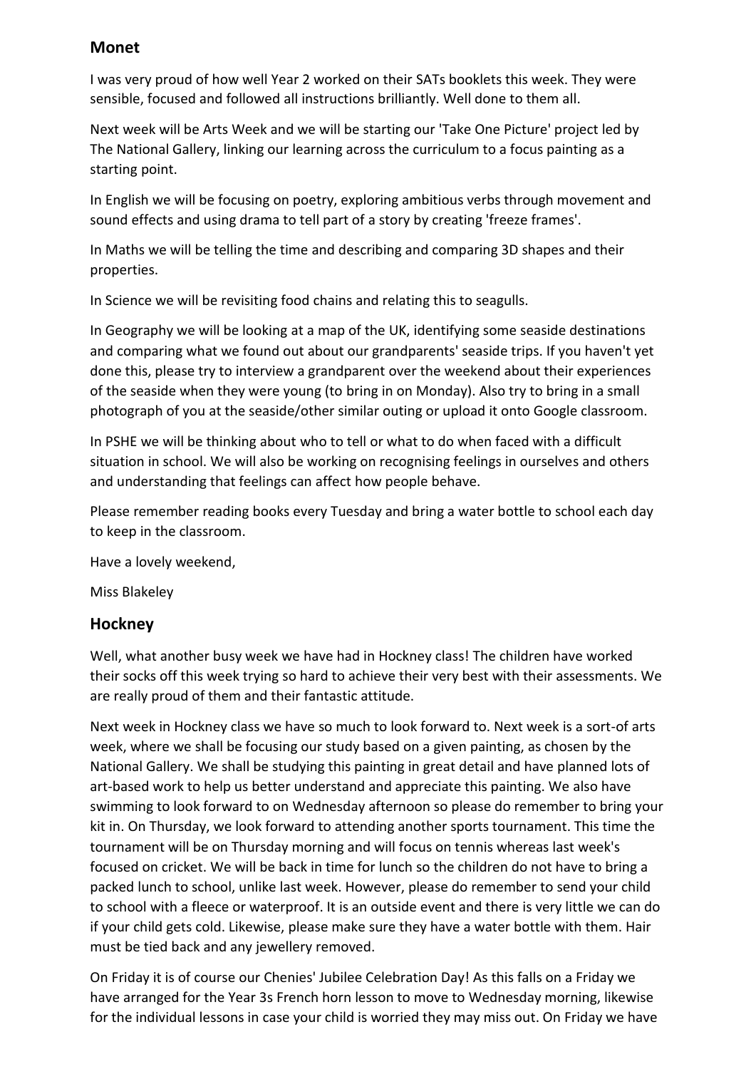## Monet

I was very proud of how well Year 2 worked on their SATs booklets this week. They were sensible, focused and followed all instructions brilliantly. Well done to them all.

Next week will be Arts Week and we will be starting our 'Take One Picture' project led by The National Gallery, linking our learning across the curriculum to a focus painting as a starting point.

In English we will be focusing on poetry, exploring ambitious verbs through movement and sound effects and using drama to tell part of a story by creating 'freeze frames'.

In Maths we will be telling the time and describing and comparing 3D shapes and their properties.

In Science we will be revisiting food chains and relating this to seagulls.

In Geography we will be looking at a map of the UK, identifying some seaside destinations and comparing what we found out about our grandparents' seaside trips. If you haven't yet done this, please try to interview a grandparent over the weekend about their experiences of the seaside when they were young (to bring in on Monday). Also try to bring in a small photograph of you at the seaside/other similar outing or upload it onto Google classroom.

In PSHE we will be thinking about who to tell or what to do when faced with a difficult situation in school. We will also be working on recognising feelings in ourselves and others and understanding that feelings can affect how people behave.

Please remember reading books every Tuesday and bring a water bottle to school each day to keep in the classroom.

Have a lovely weekend,

Miss Blakeley

## Hockney

Well, what another busy week we have had in Hockney class! The children have worked their socks off this week trying so hard to achieve their very best with their assessments. We are really proud of them and their fantastic attitude.

Next week in Hockney class we have so much to look forward to. Next week is a sort-of arts week, where we shall be focusing our study based on a given painting, as chosen by the National Gallery. We shall be studying this painting in great detail and have planned lots of art-based work to help us better understand and appreciate this painting. We also have swimming to look forward to on Wednesday afternoon so please do remember to bring your kit in. On Thursday, we look forward to attending another sports tournament. This time the tournament will be on Thursday morning and will focus on tennis whereas last week's focused on cricket. We will be back in time for lunch so the children do not have to bring a packed lunch to school, unlike last week. However, please do remember to send your child to school with a fleece or waterproof. It is an outside event and there is very little we can do if your child gets cold. Likewise, please make sure they have a water bottle with them. Hair must be tied back and any jewellery removed.

On Friday it is of course our Chenies' Jubilee Celebration Day! As this falls on a Friday we have arranged for the Year 3s French horn lesson to move to Wednesday morning, likewise for the individual lessons in case your child is worried they may miss out. On Friday we have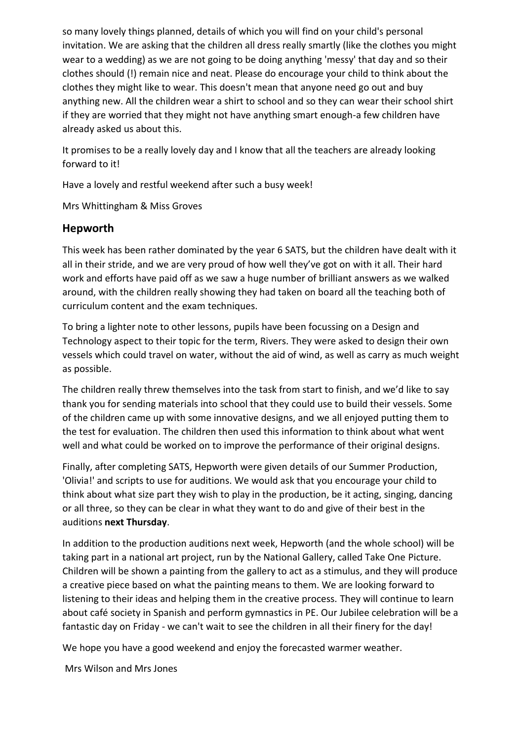so many lovely things planned, details of which you will find on your child's personal invitation. We are asking that the children all dress really smartly (like the clothes you might wear to a wedding) as we are not going to be doing anything 'messy' that day and so their clothes should (!) remain nice and neat. Please do encourage your child to think about the clothes they might like to wear. This doesn't mean that anyone need go out and buy anything new. All the children wear a shirt to school and so they can wear their school shirt if they are worried that they might not have anything smart enough-a few children have already asked us about this.

It promises to be a really lovely day and I know that all the teachers are already looking forward to it!

Have a lovely and restful weekend after such a busy week!

Mrs Whittingham & Miss Groves

## Hepworth

This week has been rather dominated by the year 6 SATS, but the children have dealt with it all in their stride, and we are very proud of how well they've got on with it all. Their hard work and efforts have paid off as we saw a huge number of brilliant answers as we walked around, with the children really showing they had taken on board all the teaching both of curriculum content and the exam techniques.

To bring a lighter note to other lessons, pupils have been focussing on a Design and Technology aspect to their topic for the term, Rivers. They were asked to design their own vessels which could travel on water, without the aid of wind, as well as carry as much weight as possible.

The children really threw themselves into the task from start to finish, and we'd like to say thank you for sending materials into school that they could use to build their vessels. Some of the children came up with some innovative designs, and we all enjoyed putting them to the test for evaluation. The children then used this information to think about what went well and what could be worked on to improve the performance of their original designs.

Finally, after completing SATS, Hepworth were given details of our Summer Production, 'Olivia!' and scripts to use for auditions. We would ask that you encourage your child to think about what size part they wish to play in the production, be it acting, singing, dancing or all three, so they can be clear in what they want to do and give of their best in the auditions **next Thursday**.

In addition to the production auditions next week, Hepworth (and the whole school) will be taking part in a national art project, run by the National Gallery, called Take One Picture. Children will be shown a painting from the gallery to act as a stimulus, and they will produce a creative piece based on what the painting means to them. We are looking forward to listening to their ideas and helping them in the creative process. They will continue to learn about café society in Spanish and perform gymnastics in PE. Our Jubilee celebration will be a fantastic day on Friday - we can't wait to see the children in all their finery for the day!

We hope you have a good weekend and enjoy the forecasted warmer weather.

Mrs Wilson and Mrs Jones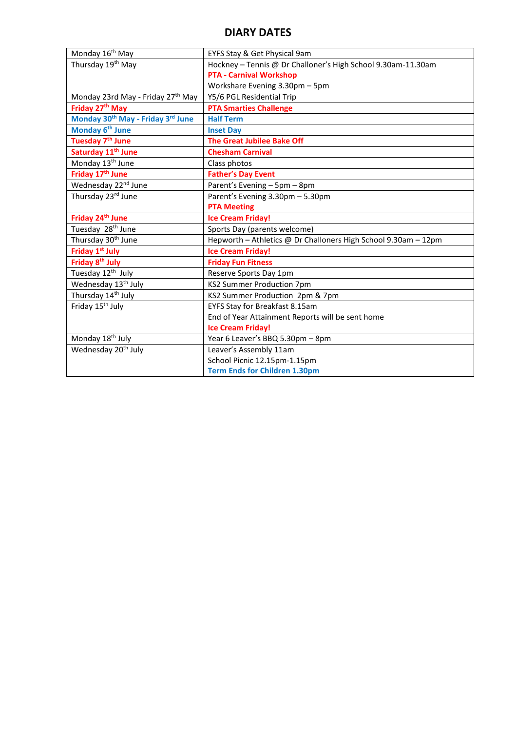# DIARY DATES

| | |
|---|---|
| Monday 16th May | EYFS Stay & Get Physical 9am |
| Thursday 19th May | Hockney – Tennis @ Dr Challoner's High School 9.30am-11.30am<br>**PTA - Carnival Workshop**<br>Workshare Evening 3.30pm – 5pm |
| Monday 23rd May - Friday 27th May | Y5/6 PGL Residential Trip |
| **Friday 27th May** | **PTA Smarties Challenge** |
| **Monday 30th May - Friday 3rd June** | **Half Term** |
| **Monday 6th June** | **Inset Day** |
| **Tuesday 7th June** | **The Great Jubilee Bake Off** |
| **Saturday 11th June** | **Chesham Carnival** |
| Monday 13th June | Class photos |
| **Friday 17th June** | **Father's Day Event** |
| Wednesday 22nd June | Parent's Evening – 5pm – 8pm |
| Thursday 23rd June | Parent's Evening 3.30pm – 5.30pm<br>**PTA Meeting** |
| **Friday 24th June** | **Ice Cream Friday!** |
| Tuesday 28th June | Sports Day (parents welcome) |
| Thursday 30th June | Hepworth – Athletics @ Dr Challoners High School 9.30am – 12pm |
| **Friday 1st July** | **Ice Cream Friday!** |
| **Friday 8th July** | **Friday Fun Fitness** |
| Tuesday 12th July | Reserve Sports Day 1pm |
| Wednesday 13th July | KS2 Summer Production 7pm |
| Thursday 14th July | KS2 Summer Production 2pm & 7pm |
| Friday 15th July | EYFS Stay for Breakfast 8.15am<br>End of Year Attainment Reports will be sent home<br>**Ice Cream Friday!** |
| Monday 18th July | Year 6 Leaver's BBQ 5.30pm – 8pm |
| Wednesday 20th July | Leaver's Assembly 11am<br>School Picnic 12.15pm-1.15pm<br>**Term Ends for Children 1.30pm** |